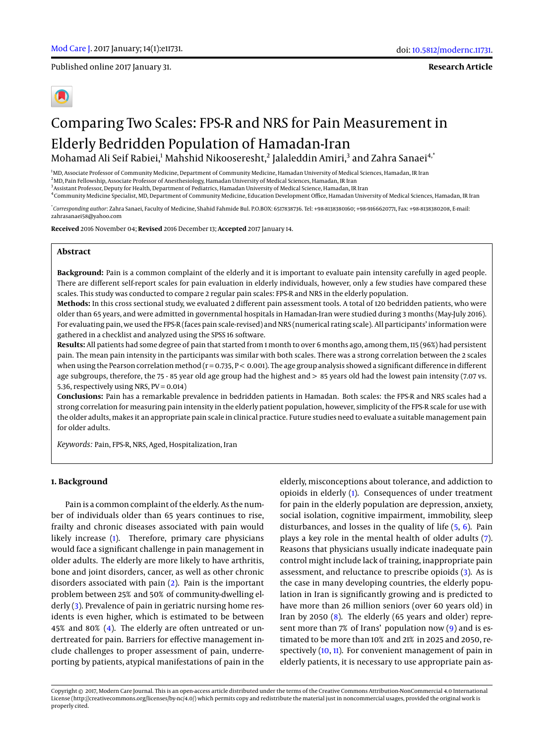Published online 2017 January 31.

**Research Article**

# Comparing Two Scales: FPS-R and NRS for Pain Measurement in Elderly Bedridden Population of Hamadan-Iran

Mohamad Ali Seif Rabiei,[1] Mahshid Nikooseresht,[2] Jalaleddin Amiri,[3] and Zahra Sanaei[4,*]

[1]MD, Associate Professor of Community Medicine, Department of Community Medicine, Hamadan University of Medical Sciences, Hamadan, IR Iran
[2]MD, Pain Fellowship, Associate Professor of Anesthesiology, Hamadan University of Medical Sciences, Hamadan, IR Iran
[3]Assistant Professor, Deputy for Health, Department of Pediatrics, Hamadan University of Medical Science, Hamadan, IR Iran
[4]Community Medicine Specialist, MD, Department of Community Medicine, Education Development Office, Hamadan University of Medical Sciences, Hamadan, IR Iran

[*]*Corresponding author*: Zahra Sanaei, Faculty of Medicine, Shahid Fahmide Bul. P.O.BOX: 6517838736. Tel: +98-8138380160; +98-9166620771, Fax: +98-8138380208, E-mail: zahrasanaei58@yahoo.com

**Received** 2016 November 04; **Revised** 2016 December 13; **Accepted** 2017 January 14.

## Abstract

**Background:** Pain is a common complaint of the elderly and it is important to evaluate pain intensity carefully in aged people. There are different self-report scales for pain evaluation in elderly individuals, however, only a few studies have compared these scales. This study was conducted to compare 2 regular pain scales: FPS-R and NRS in the elderly population.

**Methods:** In this cross sectional study, we evaluated 2 different pain assessment tools. A total of 120 bedridden patients, who were older than 65 years, and were admitted in governmental hospitals in Hamadan-Iran were studied during 3 months (May-July 2016). For evaluating pain, we used the FPS-R (faces pain scale-revised) and NRS (numerical rating scale). All participants' information were gathered in a checklist and analyzed using the SPSS 16 software.

**Results:** All patients had some degree of pain that started from 1 month to over 6 months ago, among them, 115 (96%) had persistent pain. The mean pain intensity in the participants was similar with both scales. There was a strong correlation between the 2 scales when using the Pearson correlation method ($r = 0.735$, $P < 0.001$). The age group analysis showed a significant difference in different age subgroups, therefore, the 75 - 85 year old age group had the highest and > 85 years old had the lowest pain intensity (7.07 vs. 5.36, respectively using NRS, PV = 0.014)

**Conclusions:** Pain has a remarkable prevalence in bedridden patients in Hamadan. Both scales: the FPS-R and NRS scales had a strong correlation for measuring pain intensity in the elderly patient population, however, simplicity of the FPS-R scale for use with the older adults, makes it an appropriate pain scale in clinical practice. Future studies need to evaluate a suitable management pain for older adults.

*Keywords:* Pain, FPS-R, NRS, Aged, Hospitalization, Iran

## 1. Background

Pain is a common complaint of the elderly. As the number of individuals older than 65 years continues to rise, frailty and chronic diseases associated with pain would likely increase (1). Therefore, primary care physicians would face a significant challenge in pain management in older adults. The elderly are more likely to have arthritis, bone and joint disorders, cancer, as well as other chronic disorders associated with pain (2). Pain is the important problem between 25% and 50% of community-dwelling elderly (3). Prevalence of pain in geriatric nursing home residents is even higher, which is estimated to be between 45% and 80% (4). The elderly are often untreated or undertreated for pain. Barriers for effective management include challenges to proper assessment of pain, underreporting by patients, atypical manifestations of pain in the elderly, misconceptions about tolerance, and addiction to opioids in elderly (1). Consequences of under treatment for pain in the elderly population are depression, anxiety, social isolation, cognitive impairment, immobility, sleep disturbances, and losses in the quality of life (5, 6). Pain plays a key role in the mental health of older adults (7). Reasons that physicians usually indicate inadequate pain control might include lack of training, inappropriate pain assessment, and reluctance to prescribe opioids (3). As is the case in many developing countries, the elderly population in Iran is significantly growing and is predicted to have more than 26 million seniors (over 60 years old) in Iran by 2050 (8). The elderly (65 years and older) represent more than 7% of Irans' population now (9) and is estimated to be more than 10% and 21% in 2025 and 2050, respectively (10, 11). For convenient management of pain in elderly patients, it is necessary to use appropriate pain as-

Copyright © 2017, Modern Care Journal. This is an open-access article distributed under the terms of the Creative Commons Attribution-NonCommercial 4.0 International License (http://creativecommons.org/licenses/by-nc/4.0/) which permits copy and redistribute the material just in noncommercial usages, provided the original work is properly cited.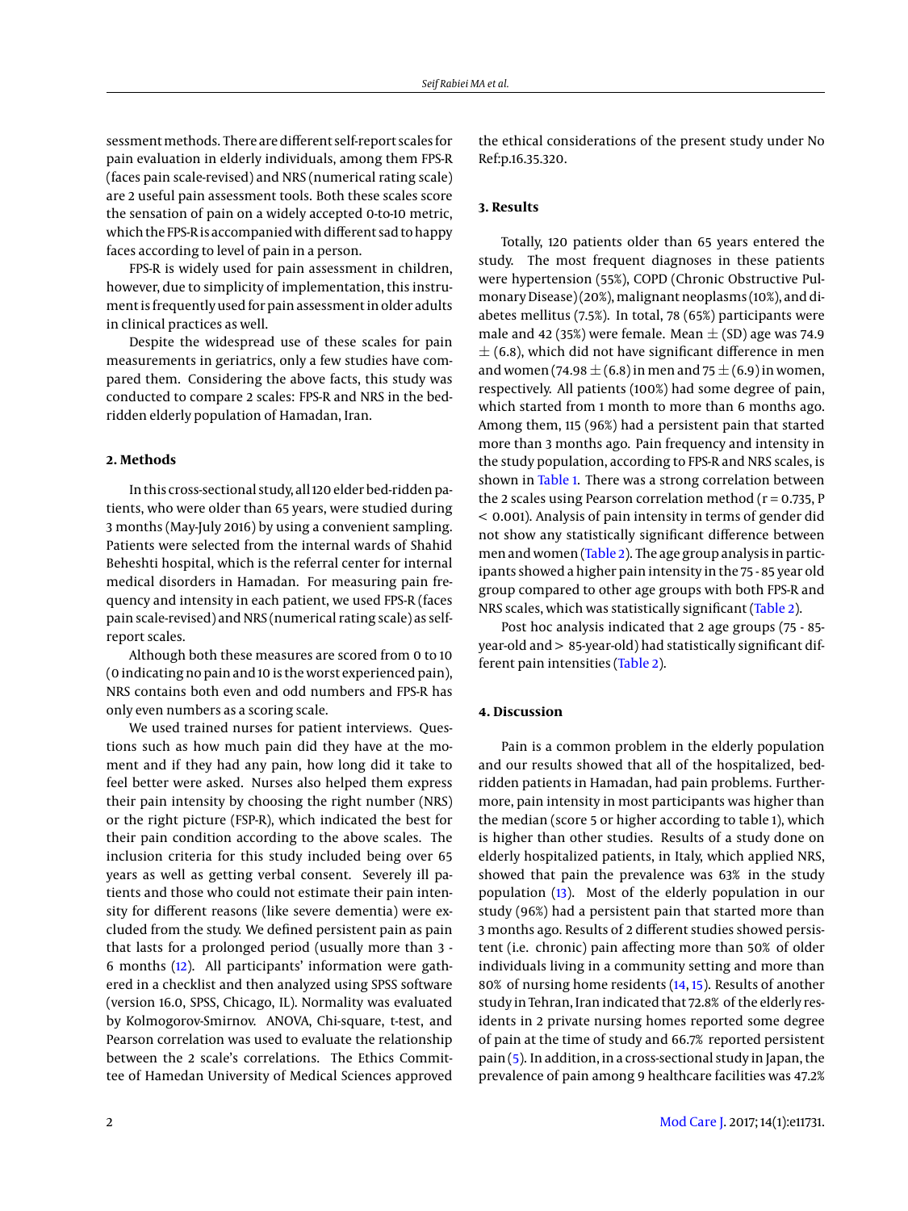sessment methods. There are different self-report scales for pain evaluation in elderly individuals, among them FPS-R (faces pain scale-revised) and NRS (numerical rating scale) are 2 useful pain assessment tools. Both these scales score the sensation of pain on a widely accepted 0-to-10 metric, which the FPS-R is accompanied with different sad to happy faces according to level of pain in a person.

FPS-R is widely used for pain assessment in children, however, due to simplicity of implementation, this instrument is frequently used for pain assessment in older adults in clinical practices as well.

Despite the widespread use of these scales for pain measurements in geriatrics, only a few studies have compared them. Considering the above facts, this study was conducted to compare 2 scales: FPS-R and NRS in the bed-ridden elderly population of Hamadan, Iran.

## 2. Methods

In this cross-sectional study, all 120 elder bed-ridden patients, who were older than 65 years, were studied during 3 months (May-July 2016) by using a convenient sampling. Patients were selected from the internal wards of Shahid Beheshti hospital, which is the referral center for internal medical disorders in Hamadan. For measuring pain frequency and intensity in each patient, we used FPS-R (faces pain scale-revised) and NRS (numerical rating scale) as self-report scales.

Although both these measures are scored from 0 to 10 (0 indicating no pain and 10 is the worst experienced pain), NRS contains both even and odd numbers and FPS-R has only even numbers as a scoring scale.

We used trained nurses for patient interviews. Questions such as how much pain did they have at the moment and if they had any pain, how long did it take to feel better were asked. Nurses also helped them express their pain intensity by choosing the right number (NRS) or the right picture (FSP-R), which indicated the best for their pain condition according to the above scales. The inclusion criteria for this study included being over 65 years as well as getting verbal consent. Severely ill patients and those who could not estimate their pain intensity for different reasons (like severe dementia) were excluded from the study. We defined persistent pain as pain that lasts for a prolonged period (usually more than 3 - 6 months (12). All participants' information were gathered in a checklist and then analyzed using SPSS software (version 16.0, SPSS, Chicago, IL). Normality was evaluated by Kolmogorov-Smirnov. ANOVA, Chi-square, t-test, and Pearson correlation was used to evaluate the relationship between the 2 scale's correlations. The Ethics Committee of Hamadan University of Medical Sciences approved the ethical considerations of the present study under No Ref:p.16.35.320.

## 3. Results

Totally, 120 patients older than 65 years entered the study. The most frequent diagnoses in these patients were hypertension (55%), COPD (Chronic Obstructive Pulmonary Disease) (20%), malignant neoplasms (10%), and diabetes mellitus (7.5%). In total, 78 (65%) participants were male and 42 (35%) were female. Mean $\pm$ (SD) age was 74.9 $\pm$ (6.8), which did not have significant difference in men and women (74.98 $\pm$ (6.8) in men and 75 $\pm$ (6.9) in women, respectively. All patients (100%) had some degree of pain, which started from 1 month to more than 6 months ago. Among them, 115 (96%) had a persistent pain that started more than 3 months ago. Pain frequency and intensity in the study population, according to FPS-R and NRS scales, is shown in Table 1. There was a strong correlation between the 2 scales using Pearson correlation method ($r = 0.735$, $P < 0.001$). Analysis of pain intensity in terms of gender did not show any statistically significant difference between men and women (Table 2). The age group analysis in participants showed a higher pain intensity in the 75 - 85 year old group compared to other age groups with both FPS-R and NRS scales, which was statistically significant (Table 2).

Post hoc analysis indicated that 2 age groups (75 - 85-year-old and > 85-year-old) had statistically significant different pain intensities (Table 2).

## 4. Discussion

Pain is a common problem in the elderly population and our results showed that all of the hospitalized, bed-ridden patients in Hamadan, had pain problems. Furthermore, pain intensity in most participants was higher than the median (score 5 or higher according to table 1), which is higher than other studies. Results of a study done on elderly hospitalized patients, in Italy, which applied NRS, showed that pain the prevalence was 63% in the study population (13). Most of the elderly population in our study (96%) had a persistent pain that started more than 3 months ago. Results of 2 different studies showed persistent (i.e. chronic) pain affecting more than 50% of older individuals living in a community setting and more than 80% of nursing home residents (14, 15). Results of another study in Tehran, Iran indicated that 72.8% of the elderly residents in 2 private nursing homes reported some degree of pain at the time of study and 66.7% reported persistent pain (5). In addition, in a cross-sectional study in Japan, the prevalence of pain among 9 healthcare facilities was 47.2%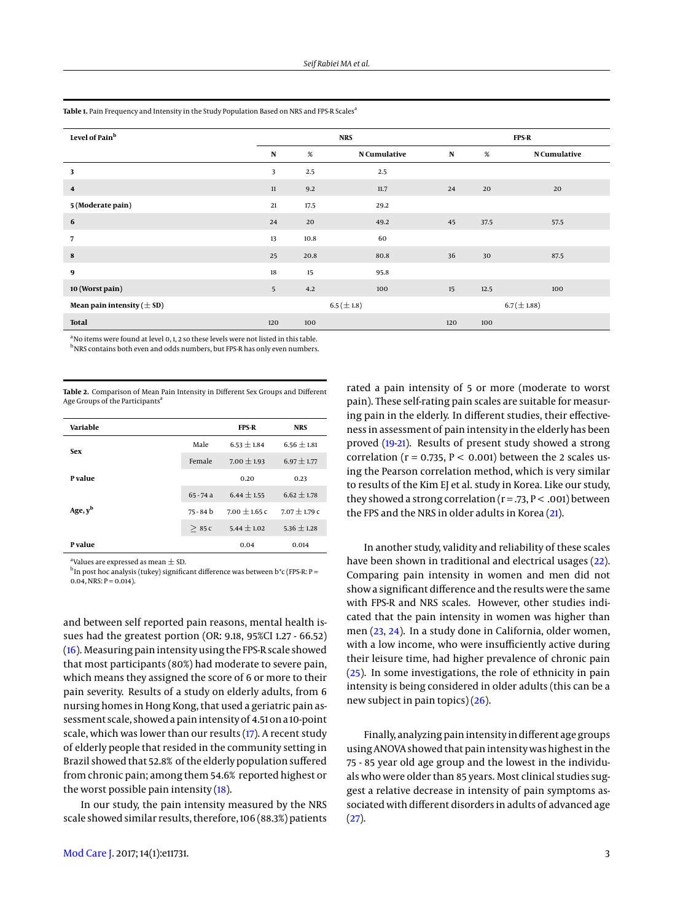**Table 1.** Pain Frequency and Intensity in the Study Population Based on NRS and FPS-R Scales[a]

| Level of Pain[b] | NRS | | | FPS-R | | |
|---|---|---|---|---|---|---|
| | N | % | N Cumulative | N | % | N Cumulative |
| **3** | 3 | 2.5 | 2.5 | | | |
| **4** | 11 | 9.2 | 11.7 | 24 | 20 | 20 |
| **5 (Moderate pain)** | 21 | 17.5 | 29.2 | | | |
| **6** | 24 | 20 | 49.2 | 45 | 37.5 | 57.5 |
| **7** | 13 | 10.8 | 60 | | | |
| **8** | 25 | 20.8 | 80.8 | 36 | 30 | 87.5 |
| **9** | 18 | 15 | 95.8 | | | |
| **10 (Worst pain)** | 5 | 4.2 | 100 | 15 | 12.5 | 100 |
| **Mean pain intensity (± SD)** | | 6.5 (± 1.8) | | | 6.7 (± 1.88) | |
| **Total** | 120 | 100 | | 120 | 100 | |

[a] No items were found at level 0, 1, 2 so these levels were not listed in this table.
[b] NRS contains both even and odds numbers, but FPS-R has only even numbers.

**Table 2.** Comparison of Mean Pain Intensity in Different Sex Groups and Different Age Groups of the Participants[a]

| Variable | | FPS-R | NRS |
|---|---|---|---|
| **Sex** | Male | 6.53 ± 1.84 | 6.56 ± 1.81 |
| | Female | 7.00 ± 1.93 | 6.97 ± 1.77 |
| **P value** | | 0.20 | 0.23 |
| **Age, y[b]** | 65 - 74 a | 6.44 ± 1.55 | 6.62 ± 1.78 |
| | 75 - 84 b | 7.00 ± 1.65 c | 7.07 ± 1.79 c |
| | ≥ 85 c | 5.44 ± 1.02 | 5.36 ± 1.28 |
| **P value** | | 0.04 | 0.014 |

[a] Values are expressed as mean ± SD.
[b] In post hoc analysis (tukey) significant difference was between b*c (FPS-R: P = 0.04, NRS: P = 0.014).

and between self reported pain reasons, mental health issues had the greatest portion (OR: 9.18, 95%CI 1.27 - 66.52) (16). Measuring pain intensity using the FPS-R scale showed that most participants (80%) had moderate to severe pain, which means they assigned the score of 6 or more to their pain severity. Results of a study on elderly adults, from 6 nursing homes in Hong Kong, that used a geriatric pain assessment scale, showed a pain intensity of 4.51 on a 10-point scale, which was lower than our results (17). A recent study of elderly people that resided in the community setting in Brazil showed that 52.8% of the elderly population suffered from chronic pain; among them 54.6% reported highest or the worst possible pain intensity (18).

In our study, the pain intensity measured by the NRS scale showed similar results, therefore, 106 (88.3%) patients rated a pain intensity of 5 or more (moderate to worst pain). These self-rating pain scales are suitable for measuring pain in the elderly. In different studies, their effectiveness in assessment of pain intensity in the elderly has been proved (19-21). Results of present study showed a strong correlation ($r = 0.735$, $P < 0.001$) between the 2 scales using the Pearson correlation method, which is very similar to results of the Kim EJ et al. study in Korea. Like our study, they showed a strong correlation ($r = .73$, $P < .001$) between the FPS and the NRS in older adults in Korea (21).

In another study, validity and reliability of these scales have been shown in traditional and electrical usages (22). Comparing pain intensity in women and men did not show a significant difference and the results were the same with FPS-R and NRS scales. However, other studies indicated that the pain intensity in women was higher than men (23, 24). In a study done in California, older women, with a low income, who were insufficiently active during their leisure time, had higher prevalence of chronic pain (25). In some investigations, the role of ethnicity in pain intensity is being considered in older adults (this can be a new subject in pain topics) (26).

Finally, analyzing pain intensity in different age groups using ANOVA showed that pain intensity was highest in the 75 - 85 year old age group and the lowest in the individuals who were older than 85 years. Most clinical studies suggest a relative decrease in intensity of pain symptoms associated with different disorders in adults of advanced age (27).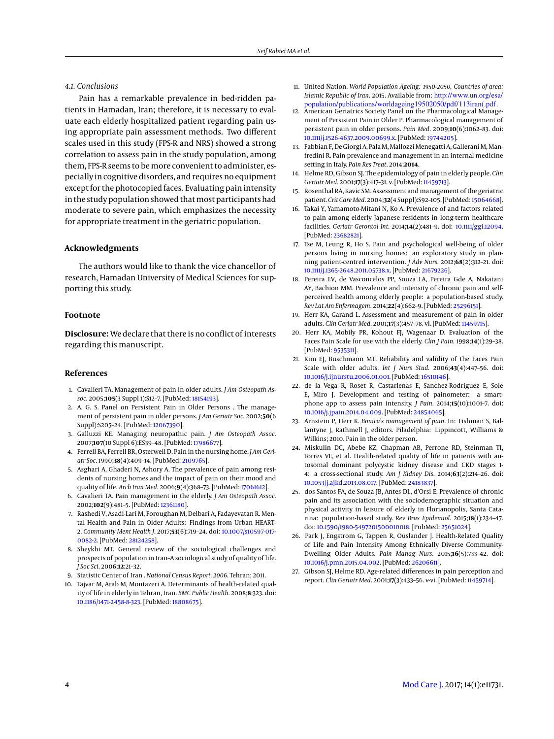### 4.1. Conclusions

Pain has a remarkable prevalence in bed-ridden patients in Hamadan, Iran; therefore, it is necessary to evaluate each elderly hospitalized patient regarding pain using appropriate pain assessment methods. Two different scales used in this study (FPS-R and NRS) showed a strong correlation to assess pain in the study population, among them, FPS-R seems to be more convenient to administer, especially in cognitive disorders, and requires no equipment except for the photocopied faces. Evaluating pain intensity in the study population showed that most participants had moderate to severe pain, which emphasizes the necessity for appropriate treatment in the geriatric population.

## Acknowledgments

The authors would like to thank the vice chancellor of research, Hamadan University of Medical Sciences for supporting this study.

## Footnote

**Disclosure:** We declare that there is no conflict of interests regarding this manuscript.

## References

1. Cavalieri TA. Management of pain in older adults. *J Am Osteopath Assoc*. 2005;**105**(3 Suppl 1):S12–7. [PubMed: 18154193].
2. A. G. S. Panel on Persistent Pain in Older Persons . The management of persistent pain in older persons. *J Am Geriatr Soc*. 2002;**50**(6 Suppl):S205–24. [PubMed: 12067390].
3. Galluzzi KE. Managing neuropathic pain. *J Am Osteopath Assoc*. 2007;**107**(10 Suppl 6):ES39–48. [PubMed: 17986677].
4. Ferrell BA, Ferrell BR, Osterweil D. Pain in the nursing home. *J Am Geriatr Soc*. 1990;**38**(4):409–14. [PubMed: 2109765].
5. Asghari A, Ghaderi N, Ashory A. The prevalence of pain among residents of nursing homes and the impact of pain on their mood and quality of life. *Arch Iran Med*. 2006;**9**(4):368–73. [PubMed: 17061612].
6. Cavalieri TA. Pain management in the elderly. *J Am Osteopath Assoc*. 2002;**102**(9):481–5. [PubMed: 12361180].
7. Rashedi V, Asadi-Lari M, Foroughan M, Delbari A, Fadayevatan R. Mental Health and Pain in Older Adults: Findings from Urban HEART-2. *Community Ment Health J*. 2017;**53**(6):719–24. doi: 10.1007/s10597-017-0082-2. [PubMed: 28124258].
8. Sheykhi MT. General review of the sociological challenges and prospects of population in Iran–A sociological study of quality of life. *J Soc Sci*. 2006;**12**:21–32.
9. Statistic Center of Iran . *National Census Report, 2006*. Tehran; 2011.
10. Tajvar M, Arab M, Montazeri A. Determinants of health-related quality of life in elderly in Tehran, Iran. *BMC Public Health*. 2008;**8**:323. doi: 10.1186/1471-2458-8-323. [PubMed: 18808675].
11. United Nation. *World Population Ageing: 1950-2050, Countries of area: Islamic Republic of Iran*. 2015. Available from: http://www.un.org/esa/population/publications/worldageing19502050/pdf/113iran(.pdf.
12. American Geriatrics Society Panel on the Pharmacological Management of Persistent Pain in Older P. Pharmacological management of persistent pain in older persons. *Pain Med*. 2009;**10**(6):1062–83. doi: 10.1111/j.1526-4637.2009.00699.x. [PubMed: 19744205].
13. Fabbian F, De Giorgi A, Pala M, Mallozzi Menegatti A, Gallerani M, Manfredini R. Pain prevalence and management in an internal medicine setting in Italy. *Pain Res Treat*. 2014;**2014**.
14. Helme RD, Gibson SJ. The epidemiology of pain in elderly people. *Clin Geriatr Med*. 2001;**17**(3):417–31. v. [PubMed: 11459713].
15. Rosenthal RA, Kavic SM. Assessment and management of the geriatric patient. *Crit Care Med*. 2004;**32**(4 Suppl):S92–105. [PubMed: 15064668].
16. Takai Y, Yamamoto-Mitani N, Ko A. Prevalence of and factors related to pain among elderly Japanese residents in long-term healthcare facilities. *Geriatr Gerontol Int*. 2014;**14**(2):481–9. doi: 10.1111/ggi.12094. [PubMed: 23682821].
17. Tse M, Leung R, Ho S. Pain and psychological well-being of older persons living in nursing homes: an exploratory study in planning patient-centred intervention. *J Adv Nurs*. 2012;**68**(2):312–21. doi: 10.1111/j.1365-2648.2011.05738.x. [PubMed: 21679226].
18. Pereira LV, de Vasconcelos PP, Souza LA, Pereira Gde A, Nakatani AY, Bachion MM. Prevalence and intensity of chronic pain and self-perceived health among elderly people: a population-based study. *Rev Lat Am Enfermagem*. 2014;**22**(4):662–9. [PubMed: 25296151].
19. Herr KA, Garand L. Assessment and measurement of pain in older adults. *Clin Geriatr Med*. 2001;**17**(3):457–78. vi. [PubMed: 11459715].
20. Herr KA, Mobily PR, Kohout FJ, Wagenaar D. Evaluation of the Faces Pain Scale for use with the elderly. *Clin J Pain*. 1998;**14**(1):29–38. [PubMed: 9535311].
21. Kim EJ, Buschmann MT. Reliability and validity of the Faces Pain Scale with older adults. *Int J Nurs Stud*. 2006;**43**(4):447–56. doi: 10.1016/j.ijnurstu.2006.01.001. [PubMed: 16510146].
22. de la Vega R, Roset R, Castarlenas E, Sanchez-Rodriguez E, Sole E, Miro J. Development and testing of painometer: a smartphone app to assess pain intensity. *J Pain*. 2014;**15**(10):1001–7. doi: 10.1016/j.jpain.2014.04.009. [PubMed: 24854065].
23. Arnstein P, Herr K. *Bonica's management of pain*. In: Fishman S, Ballantyne J, Rathmell J, editors. Piladelphia: Lippincott, Williams & Wilkins; 2010. Pain in the older person.
24. Miskulin DC, Abebe KZ, Chapman AB, Perrone RD, Steinman TI, Torres VE, et al. Health-related quality of life in patients with autosomal dominant polycystic kidney disease and CKD stages 1-4: a cross-sectional study. *Am J Kidney Dis*. 2014;**63**(2):214–26. doi: 10.1053/j.ajkd.2013.08.017. [PubMed: 24183837].
25. dos Santos FA, de Souza JB, Antes DL, d'Orsi E. Prevalence of chronic pain and its association with the sociodemographic situation and physical activity in leisure of elderly in Florianopolis, Santa Catarina: population-based study. *Rev Bras Epidemiol*. 2015;**18**(1):234–47. doi: 10.1590/1980-5497201500010018. [PubMed: 25651024].
26. Park J, Engstrom G, Tappen R, Ouslander J. Health-Related Quality of Life and Pain Intensity Among Ethnically Diverse Community-Dwelling Older Adults. *Pain Manag Nurs*. 2015;**16**(5):733–42. doi: 10.1016/j.pmn.2015.04.002. [PubMed: 26206611].
27. Gibson SJ, Helme RD. Age-related differences in pain perception and report. *Clin Geriatr Med*. 2001;**17**(3):433–56. v-vi. [PubMed: 11459714].